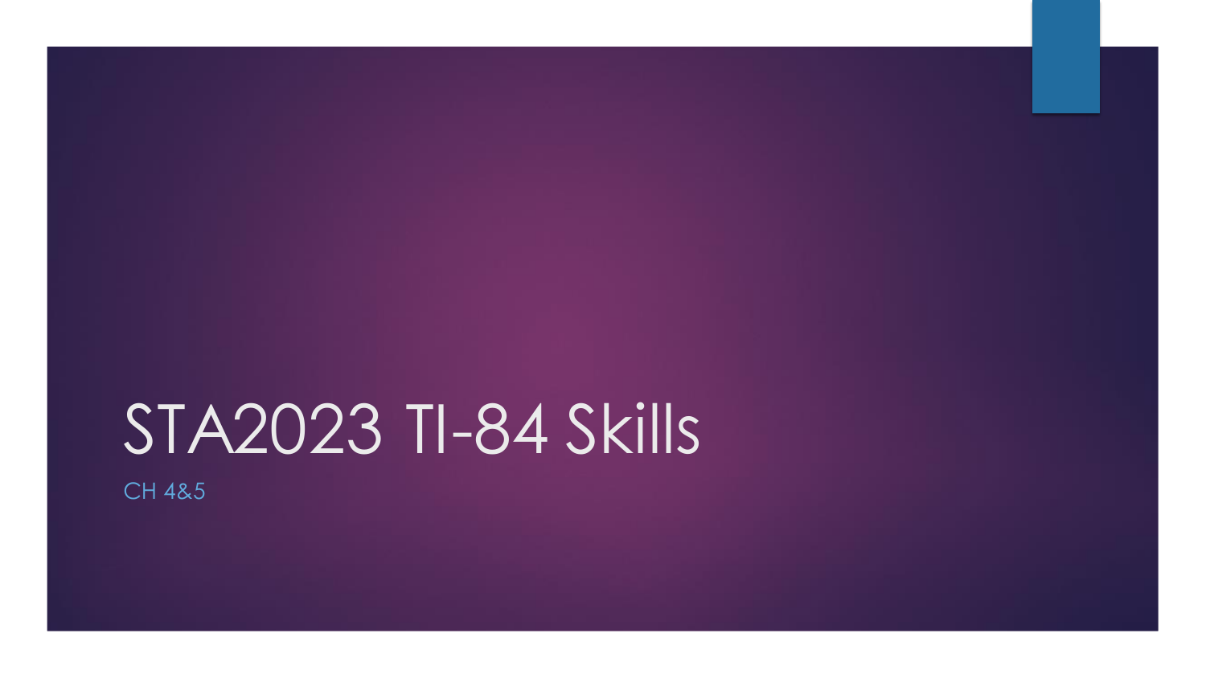# STA2023 TI-84 Skills

CH 4&5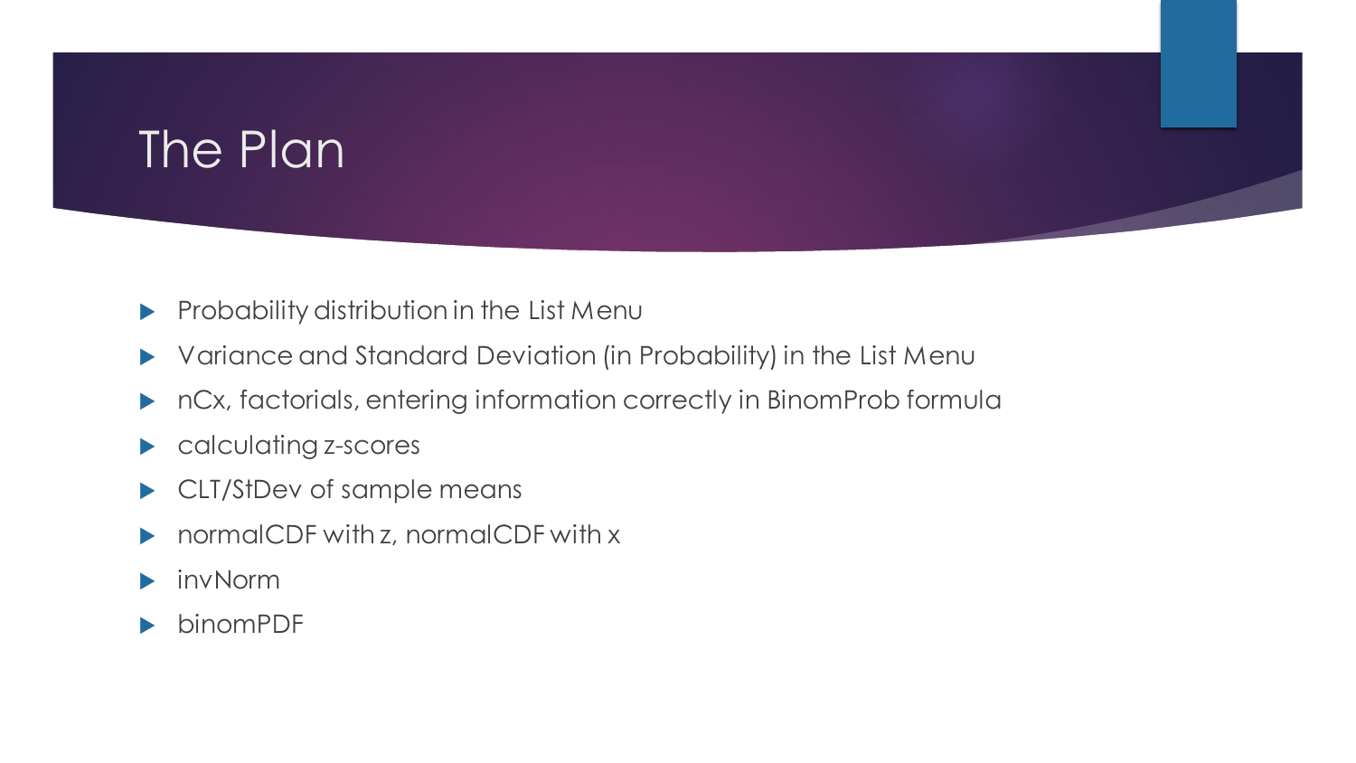# The Plan

- Probability distribution in the List Menu
- Variance and Standard Deviation (in Probability) in the List Menu
- nCx, factorials, entering information correctly in BinomProb formula
- calculating z-scores
- CLT/StDev of sample means
- normalCDF with z, normalCDF with x
- invNorm
- binomPDF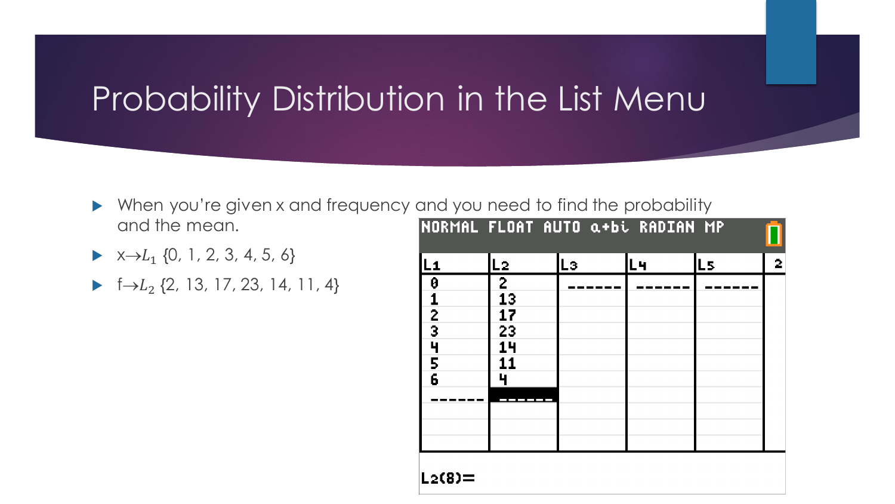# Probability Distribution in the List Menu

- When you're given x and frequency and you need to find the probability and the mean.
- x→$L_1$ {0, 1, 2, 3, 4, 5, 6}
- f→$L_2$ {2, 13, 17, 23, 14, 11, 4}

NORMAL FLOAT AUTO a+bi RADIAN MP

| $L_1$ | $L_2$ | $L_3$ | $L_4$ | $L_5$ |
|---|---|---|---|---|
| 0 | 2 | ------ | ------ | ------ |
| 1 | 13 | | | |
| 2 | 17 | | | |
| 3 | 23 | | | |
| 4 | 14 | | | |
| 5 | 11 | | | |
| 6 | 4 | | | |
| ------ | ------ | | | |

$L_2(8)=$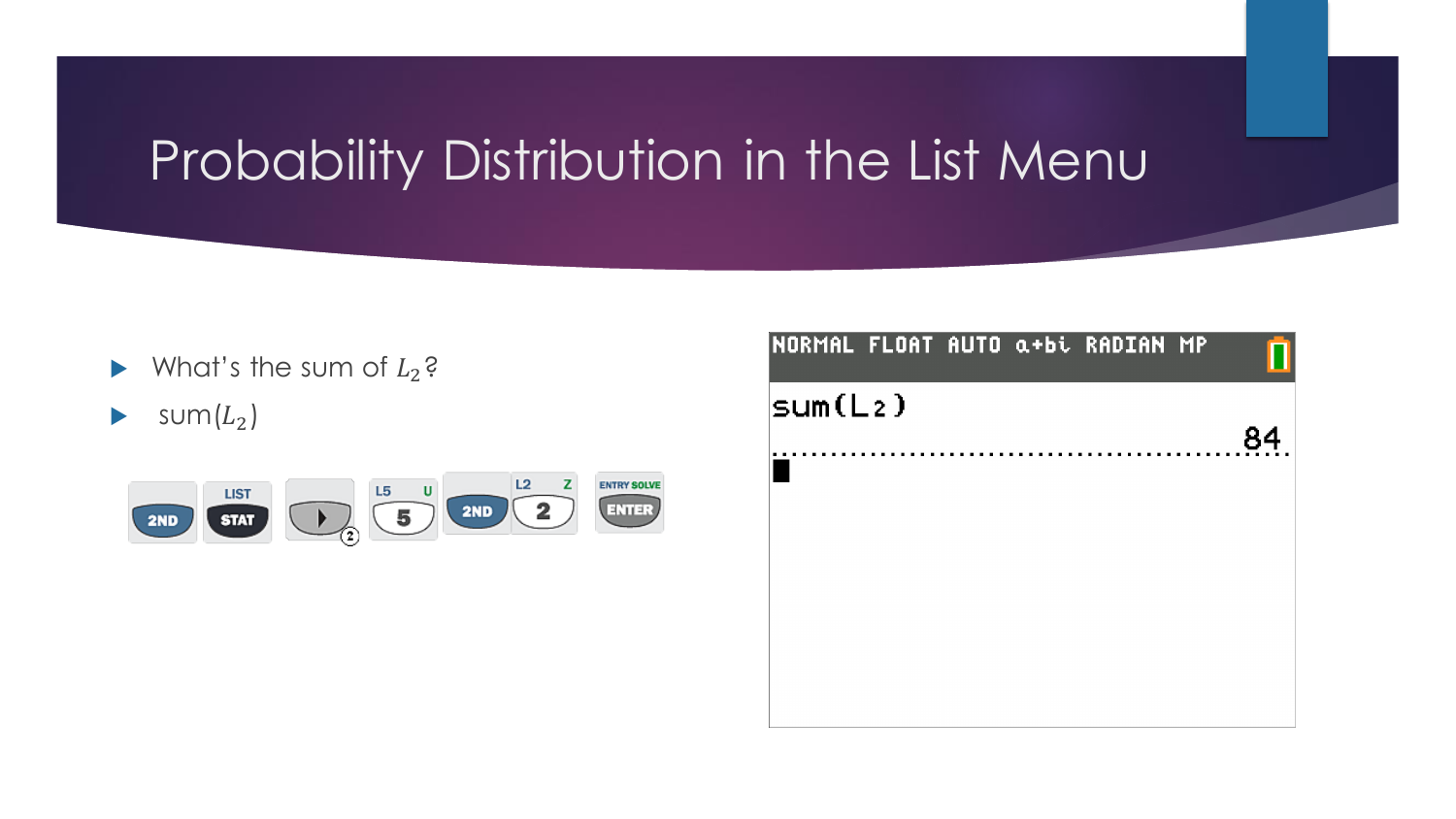# Probability Distribution in the List Menu

- What's the sum of $L_2$?
- sum($L_2$)

2ND LIST STAT ▶ L5 5 2ND L2 2 ENTRY SOLVE ENTER

```
NORMAL FLOAT AUTO a+bi RADIAN MP
sum(L2)
                                          84
```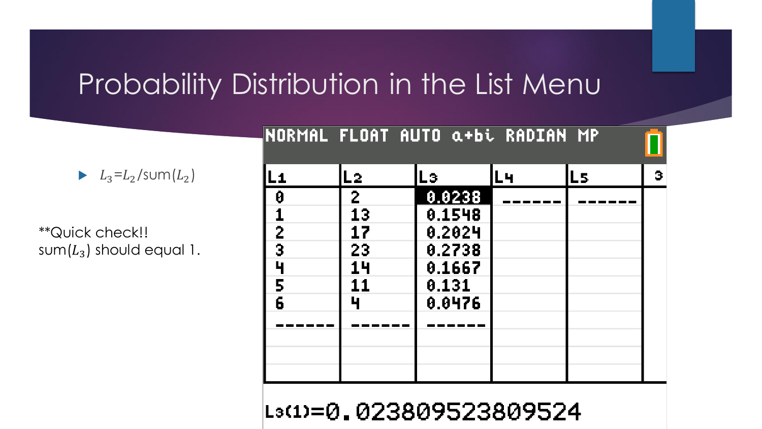# Probability Distribution in the List Menu

- $L_3 = L_2 / \text{sum}(L_2)$

**Quick check!! $\text{sum}(L_3)$ should equal 1.

NORMAL FLOAT AUTO a+bi RADIAN MP

| $L_1$ | $L_2$ | $L_3$ | $L_4$ | $L_5$ |
|---|---|---|---|---|
| 0 | 2 | 0.0238 | ------ | ------ |
| 1 | 13 | 0.1548 | | |
| 2 | 17 | 0.2024 | | |
| 3 | 23 | 0.2738 | | |
| 4 | 14 | 0.1667 | | |
| 5 | 11 | 0.131 | | |
| 6 | 4 | 0.0476 | | |
| ------ | ------ | ------ | | |

$L_3(1) = 0.0238095238095238095$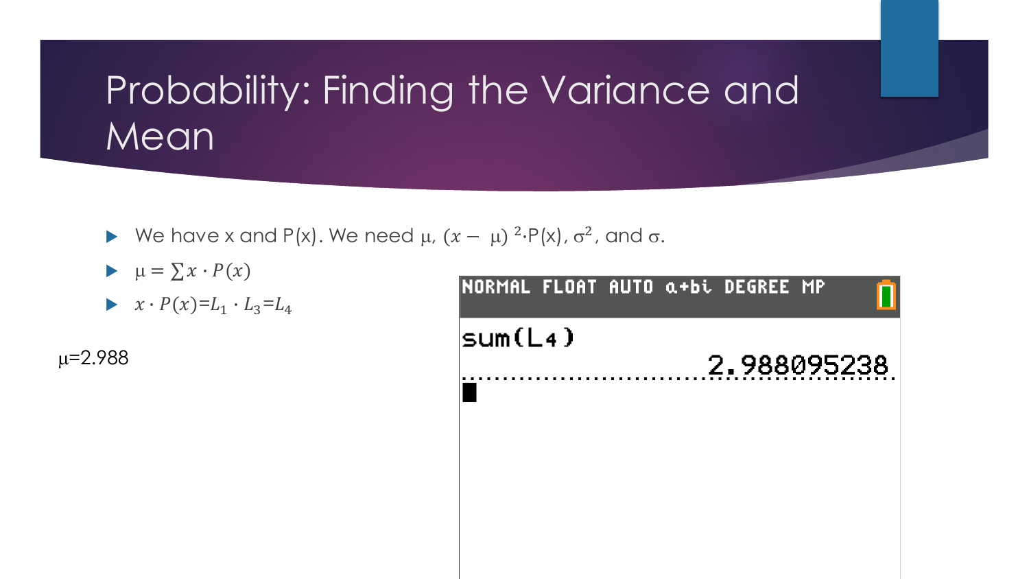# Probability: Finding the Variance and Mean

- We have x and P(x). We need $\mu$, $(x - \mu)^2 \cdot P(x)$, $\sigma^2$, and $\sigma$.
- $\mu = \sum x \cdot P(x)$
- $x \cdot P(x) = L_1 \cdot L_3 = L_4$

$\mu$=2.988

```
NORMAL FLOAT AUTO a+bi DEGREE MP
sum(L4)
                    2.988095238
```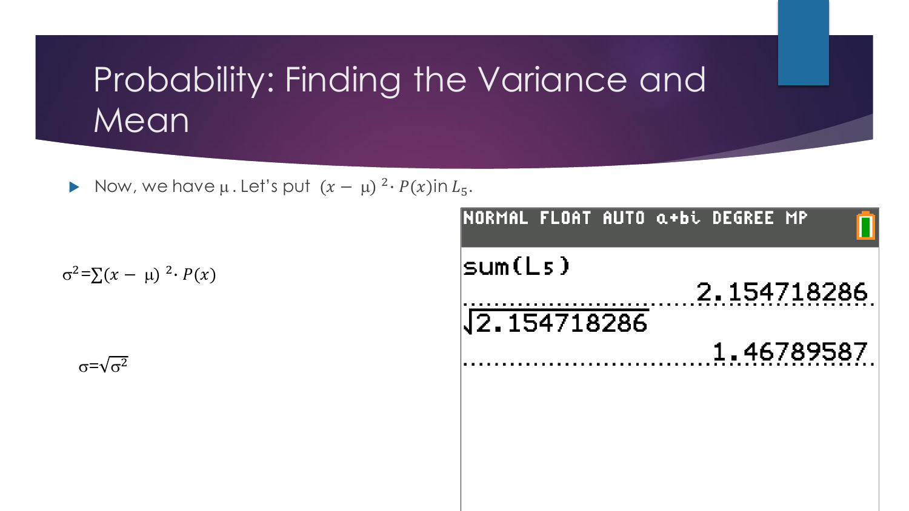# Probability: Finding the Variance and Mean

- Now, we have $\mu$. Let's put $(x - \mu)^2 \cdot P(x)$ in $L_5$.

$$\sigma^2 = \sum (x - \mu)^2 \cdot P(x)$$

$$\sigma = \sqrt{\sigma^2}$$

```
NORMAL FLOAT AUTO a+bi DEGREE MP
sum(L5)
                    2.154718286
√2.154718286
                     1.46789587
```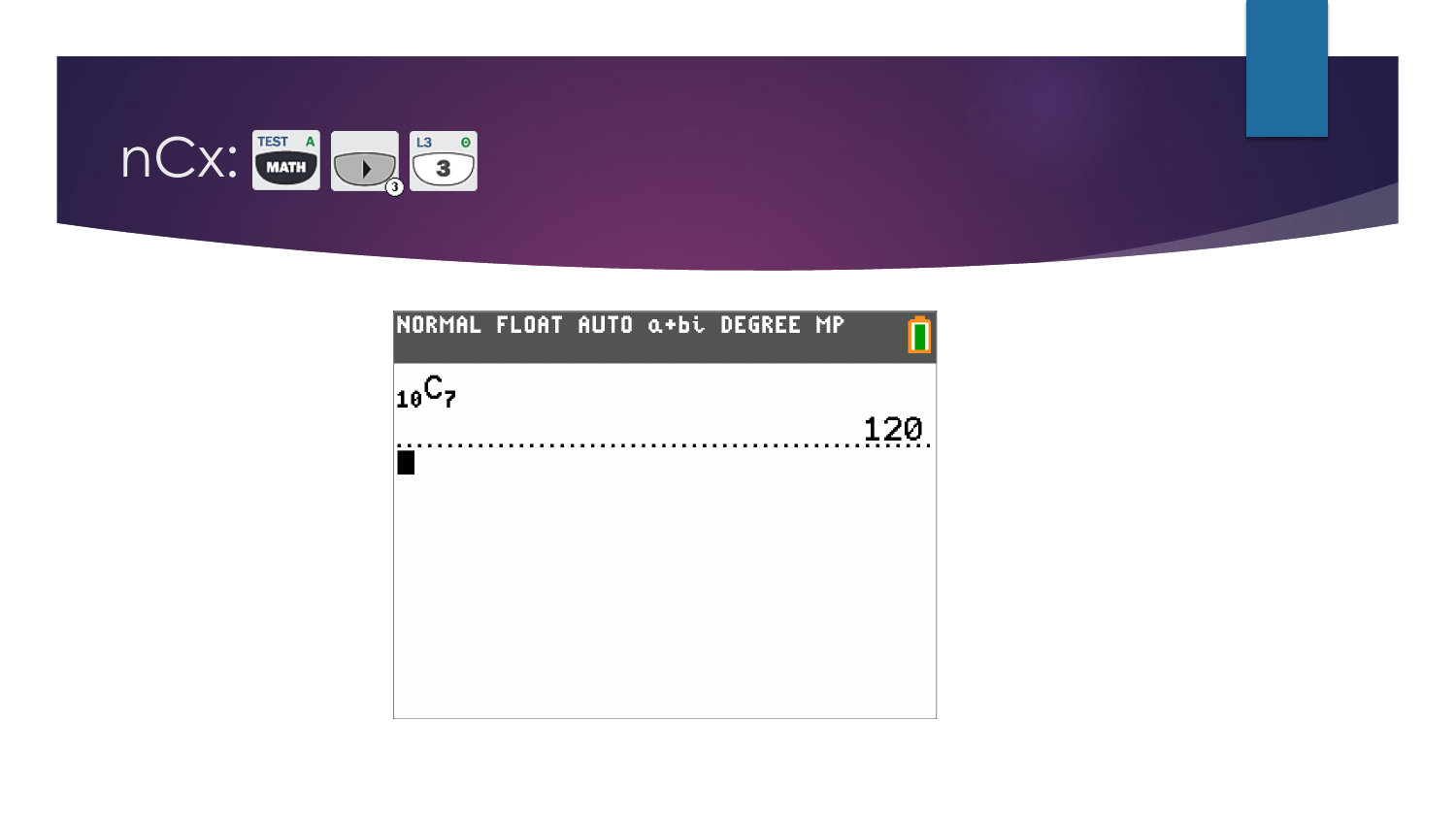# nCx: MATH ▶ 3

NORMAL FLOAT AUTO a+bi DEGREE MP

$_{10}C_7$

120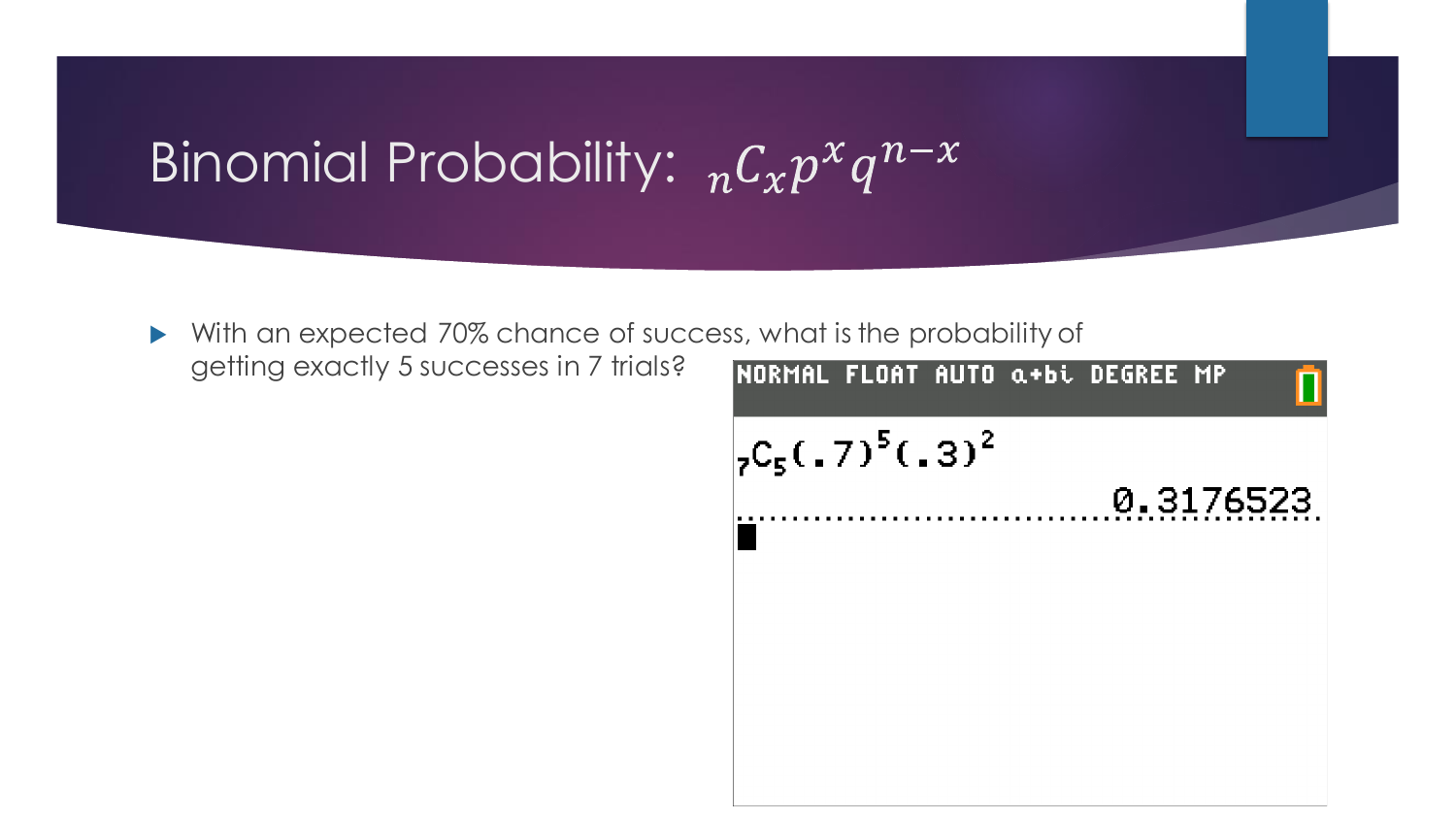# Binomial Probability: ${}_nC_x p^x q^{n-x}$

- With an expected 70% chance of success, what is the probability of getting exactly 5 successes in 7 trials?

```
NORMAL FLOAT AUTO a+bi DEGREE MP

7C5(.7)^5(.3)^2
                              0.3176523
```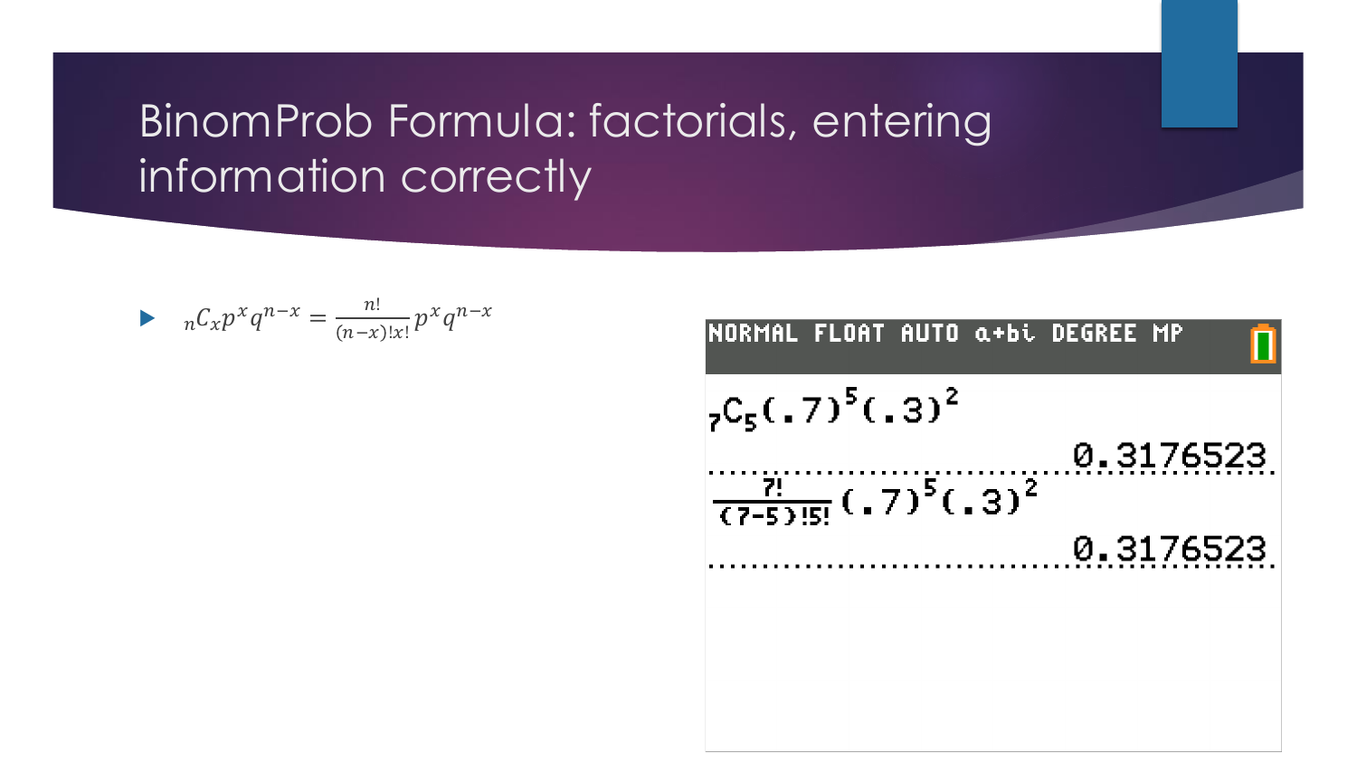# BinomProb Formula: factorials, entering information correctly

- ${}_nC_x p^x q^{n-x} = \frac{n!}{(n-x)!x!} p^x q^{n-x}$

```
NORMAL FLOAT AUTO a+bi DEGREE MP
7C5(.7)^5(.3)^2
                         0.3176523
7!/((7-5)!5!) (.7)^5(.3)^2
                         0.3176523
```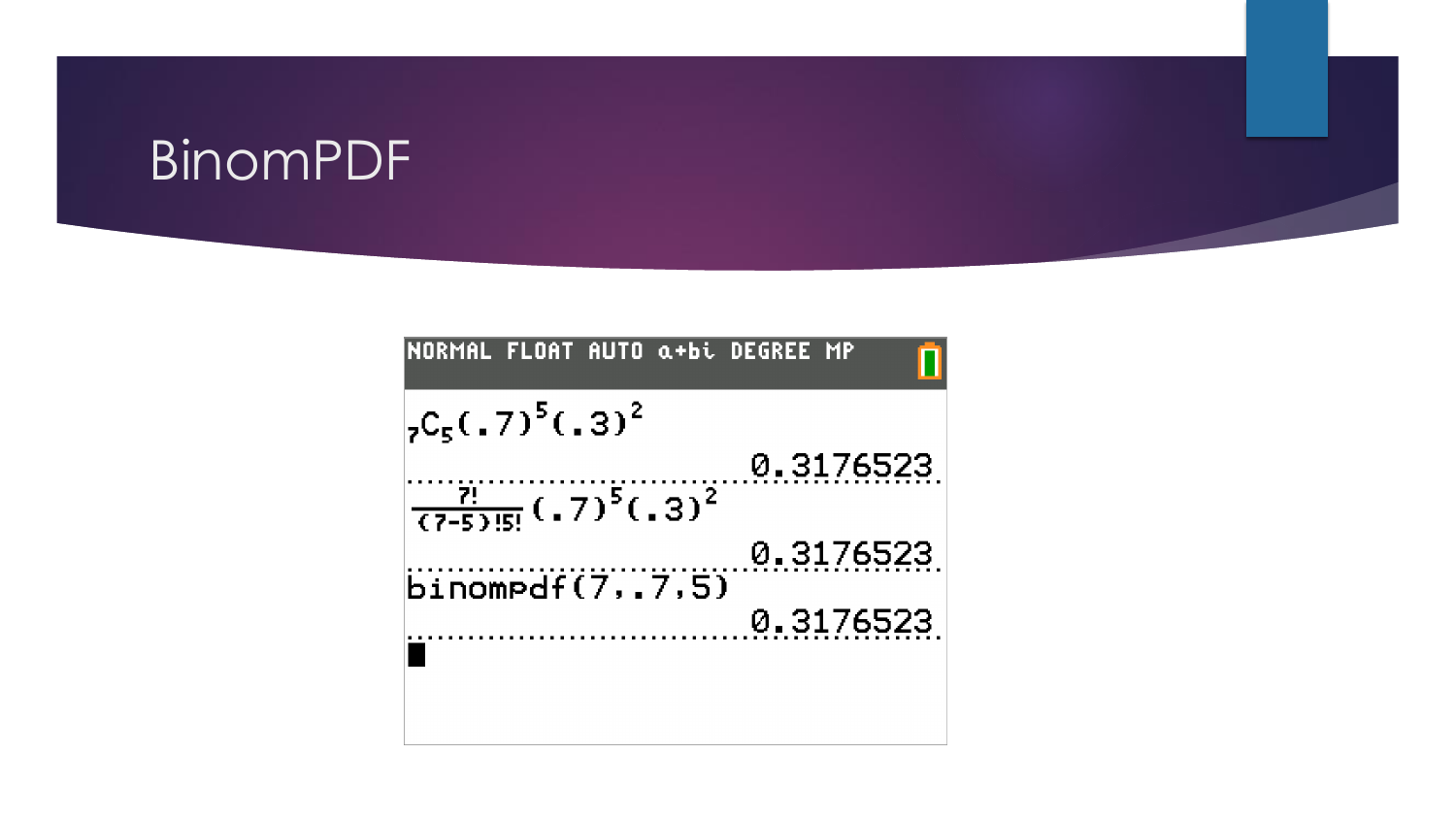# BinomPDF

NORMAL FLOAT AUTO a+bi DEGREE MP

$_7C_5(.7)^5(.3)^2$

0.3176523

$\frac{7!}{(7-5)!5!}(.7)^5(.3)^2$

0.3176523

binompdf(7,.7,5)

0.3176523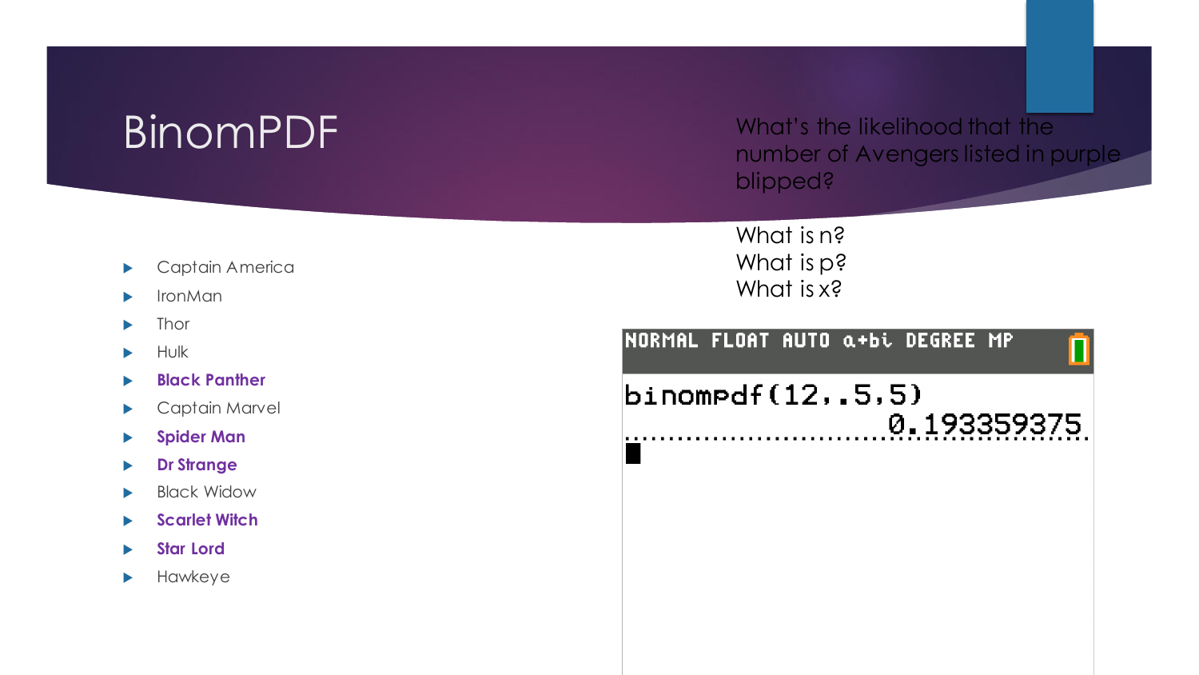# BinomPDF

What's the likelihood that the number of Avengers listed in purple blipped?

What is n?
What is p?
What is x?

- Captain America
- IronMan
- Thor
- Hulk
- **Black Panther**
- Captain Marvel
- **Spider Man**
- **Dr Strange**
- Black Widow
- **Scarlet Witch**
- **Star Lord**
- Hawkeye

```
NORMAL FLOAT AUTO a+bi DEGREE MP
binompdf(12,.5,5)
                    0.193359375
```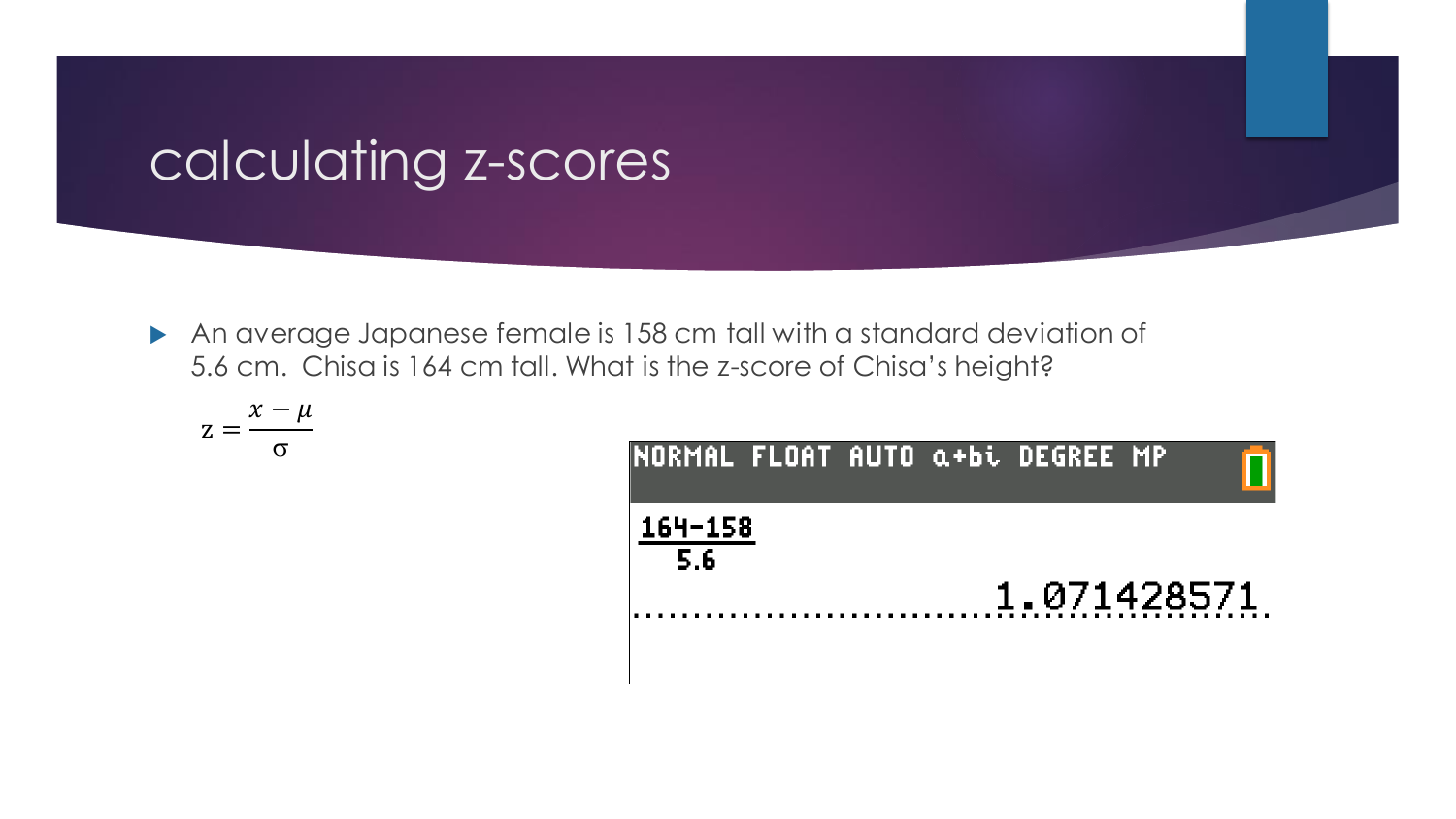# calculating z-scores

- An average Japanese female is 158 cm tall with a standard deviation of 5.6 cm. Chisa is 164 cm tall. What is the z-score of Chisa's height?

$$z = \frac{x - \mu}{\sigma}$$

```
NORMAL FLOAT AUTO a+bi DEGREE MP

164-158
 5.6
                    1.071428571
```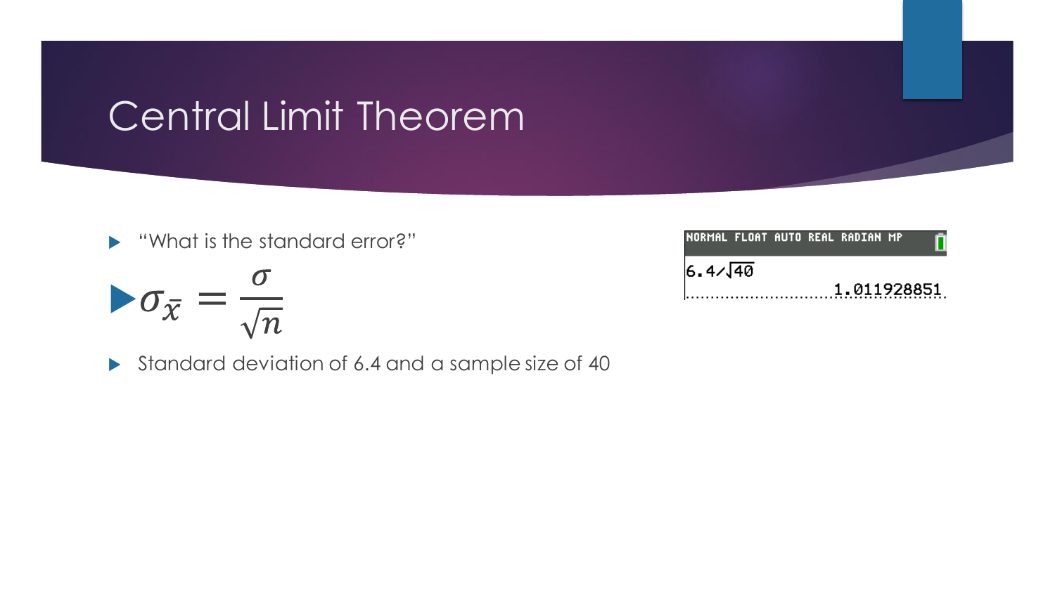# Central Limit Theorem

- "What is the standard error?"
- $\sigma_{\bar{x}} = \frac{\sigma}{\sqrt{n}}$
- Standard deviation of 6.4 and a sample size of 40

```
NORMAL FLOAT AUTO REAL RADIAN MP
6.4/√40
                    1.011928851
```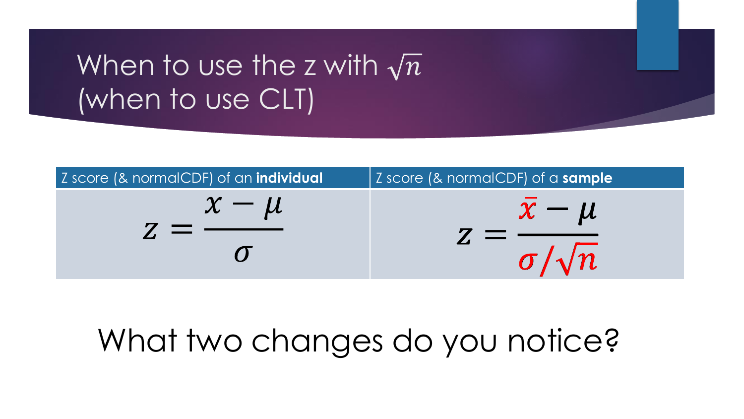# When to use the z with $\sqrt{n}$ (when to use CLT)

| Z score (& normalCDF) of an **individual** | Z score (& normalCDF) of a **sample** |
| --- | --- |
| $z = \dfrac{x - \mu}{\sigma}$ | $z = \dfrac{\bar{x} - \mu}{\sigma/\sqrt{n}}$ |

What two changes do you notice?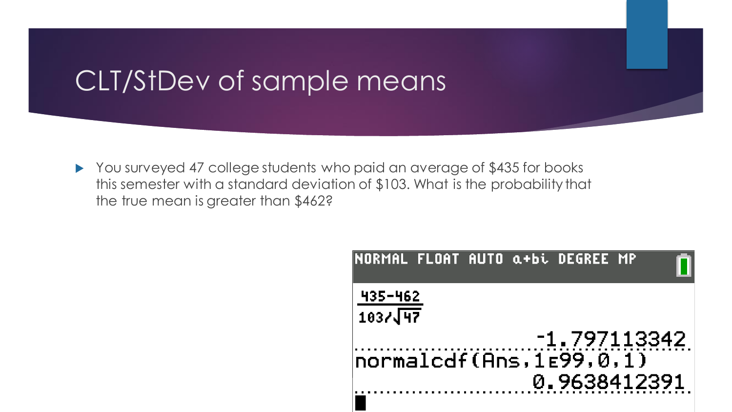# CLT/StDev of sample means

- You surveyed 47 college students who paid an average of $435 for books this semester with a standard deviation of $103. What is the probability that the true mean is greater than $462?

```
NORMAL FLOAT AUTO a+bi DEGREE MP

  435-462
  -------
  103/√47
                    -1.797113342
normalcdf(Ans,1E99,0,1)
                    0.9638412391
```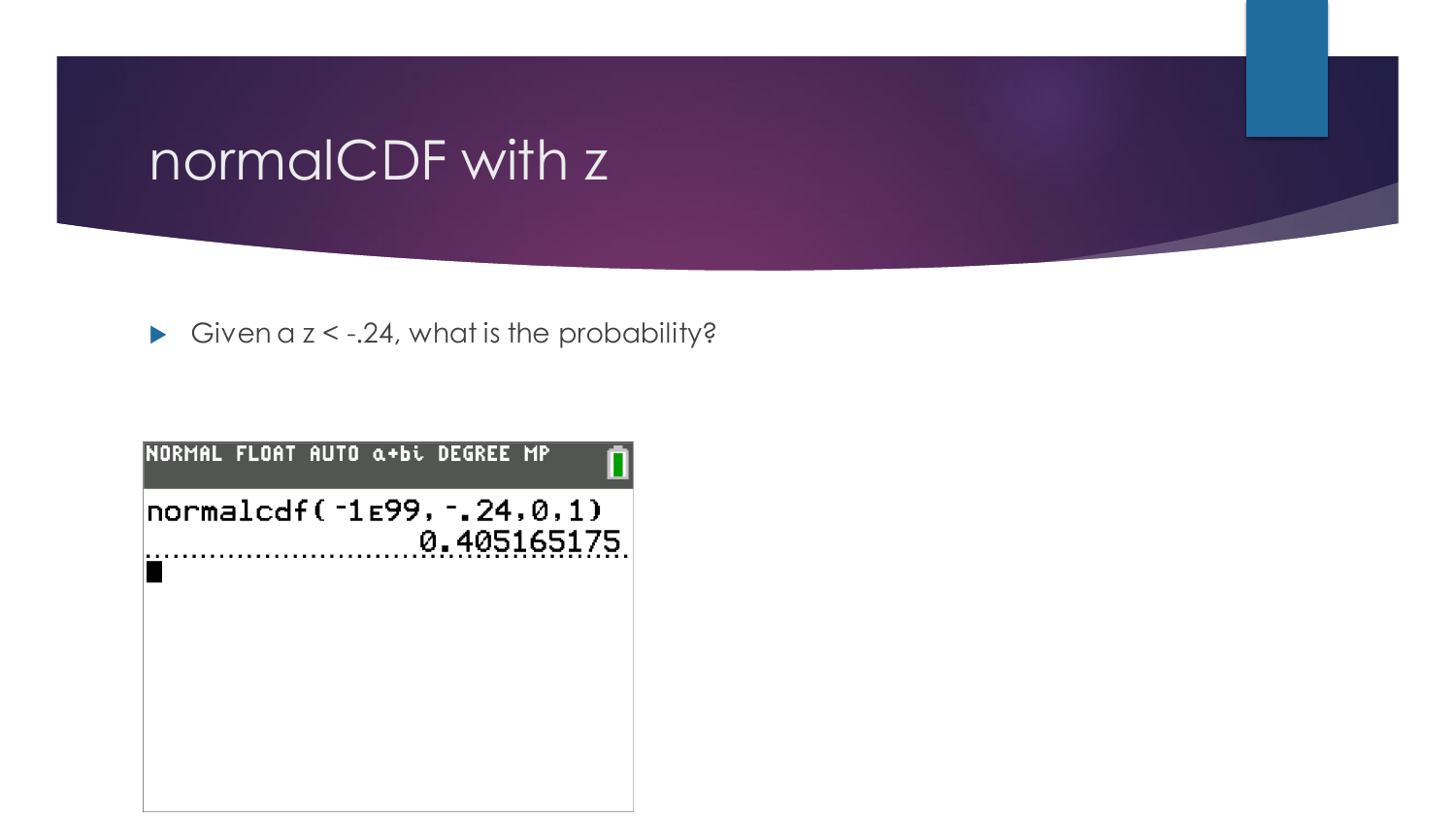# normalCDF with z

- Given a z < -.24, what is the probability?

```
NORMAL FLOAT AUTO a+bi DEGREE MP

normalcdf(⁻1E99,⁻.24,0,1)
                 0.405165175
```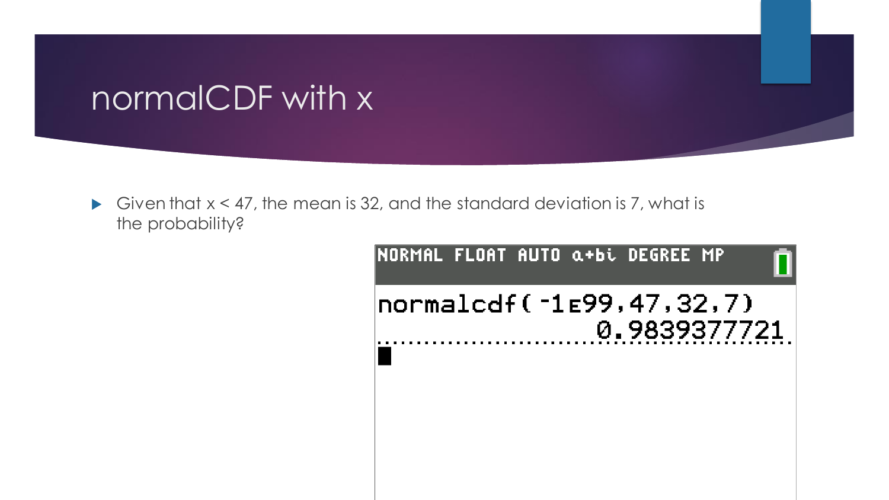# normalCDF with x

- Given that $x < 47$, the mean is 32, and the standard deviation is 7, what is the probability?

```
NORMAL FLOAT AUTO a+bi DEGREE MP

normalcdf(⁻1E99,47,32,7)
                    0.9839377721
```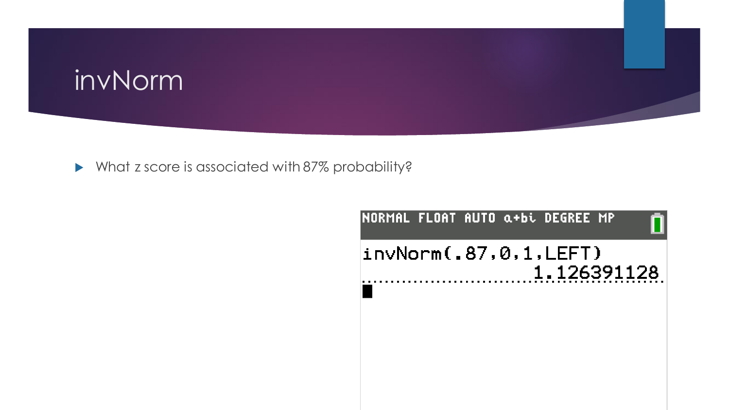# invNorm

- What z score is associated with 87% probability?

```
NORMAL FLOAT AUTO a+bi DEGREE MP
invNorm(.87,0,1,LEFT)
                     1.126391128
```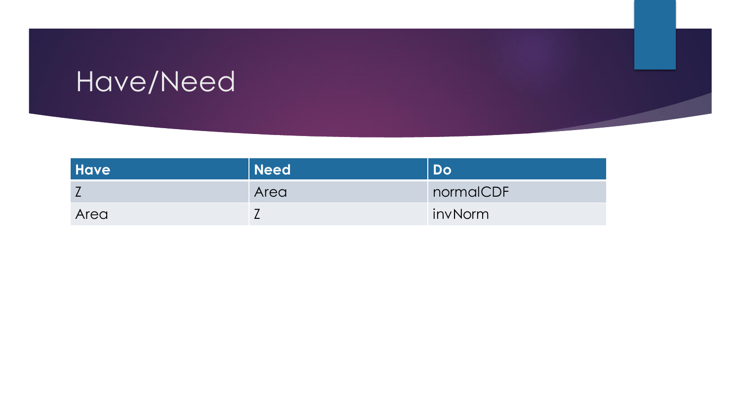# Have/Need

| Have | Need | Do |
|---|---|---|
| Z | Area | normalCDF |
| Area | Z | invNorm |